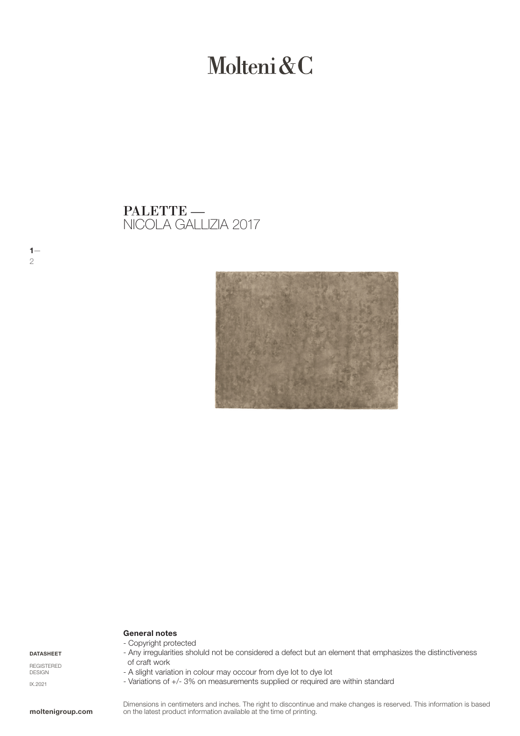# Molteni&C

## PALETTE — NICOLA GALLIZIA 2017

DATASHEET

REGISTERED DESIGN

IX.2021

**General notes**

- Copyright protected
- Any irregularities sholuld not be considered a defect but an element that emphasizes the distinctiveness of craft work
- A slight variation in colour may occour from dye lot to dye lot
- Variations of +/- 3% on measurements supplied or required are within standard

Dimensions in centimeters and inches. The right to discontinue and make changes is reserved. This information is based on the latest product information available at the time of printing.

**moltenigroup.com**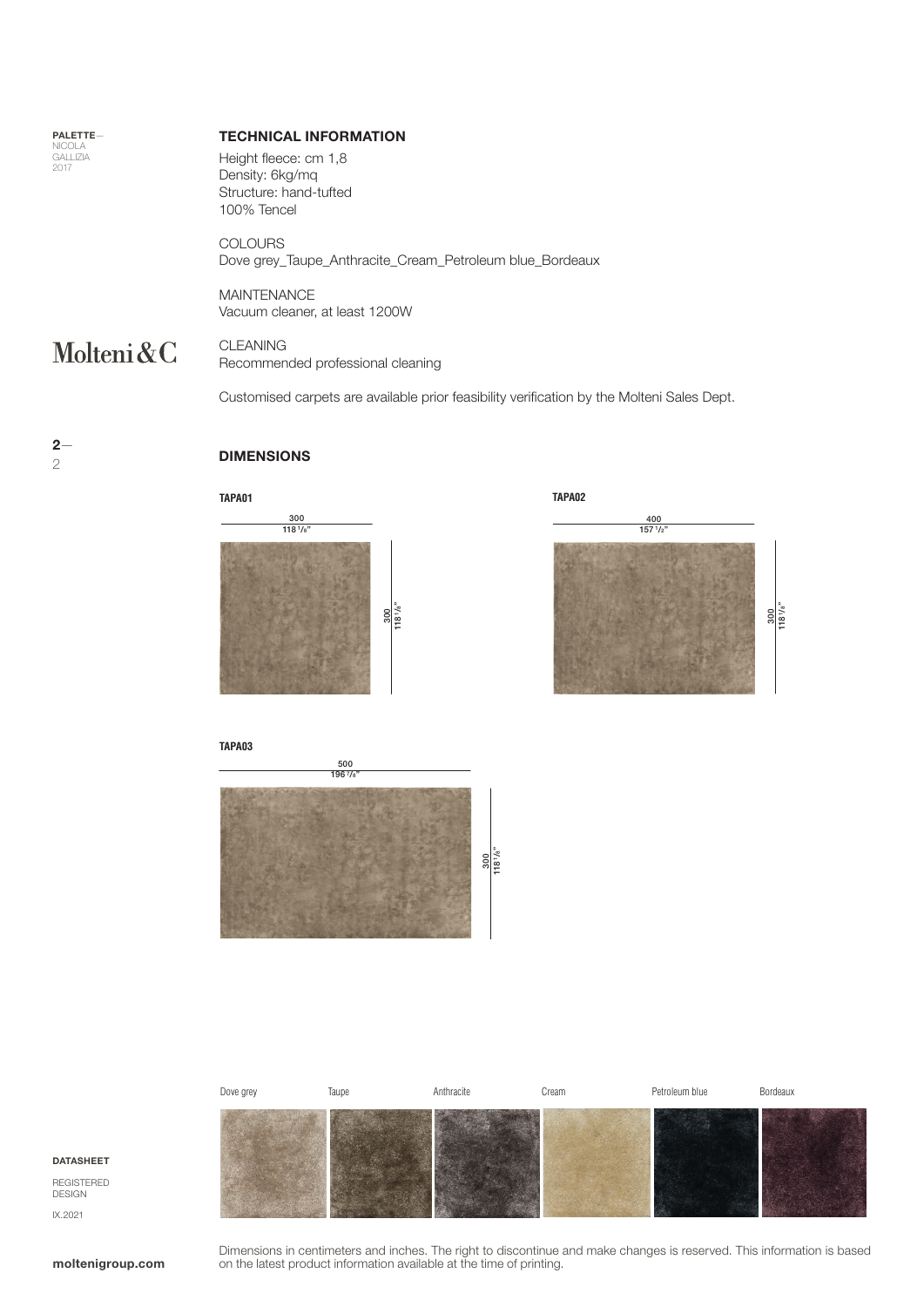PALETTE—
NICOLA
GALLIZIA
2017

## TECHNICAL INFORMATION

Height fleece: cm 1,8
Density: 6kg/mq
Structure: hand-tufted
100% Tencel

COLOURS
Dove grey_Taupe_Anthracite_Cream_Petroleum blue_Bordeaux

MAINTENANCE
Vacuum cleaner, at least 1200W

Molteni&C

CLEANING
Recommended professional cleaning

Customised carpets are available prior feasibility verification by the Molteni Sales Dept.

## DIMENSIONS

**TAPA01**

300
118 1/8"

300
118 1/8"

**TAPA02**

400
157 1/2"

300
118 1/8"

**TAPA03**

500
196 7/8"

300
118 1/8"

Dove grey
Taupe
Anthracite
Cream
Petroleum blue
Bordeaux

**DATASHEET**

REGISTERED DESIGN

IX.2021

**moltenigroup.com**

Dimensions in centimeters and inches. The right to discontinue and make changes is reserved. This information is based on the latest product information available at the time of printing.